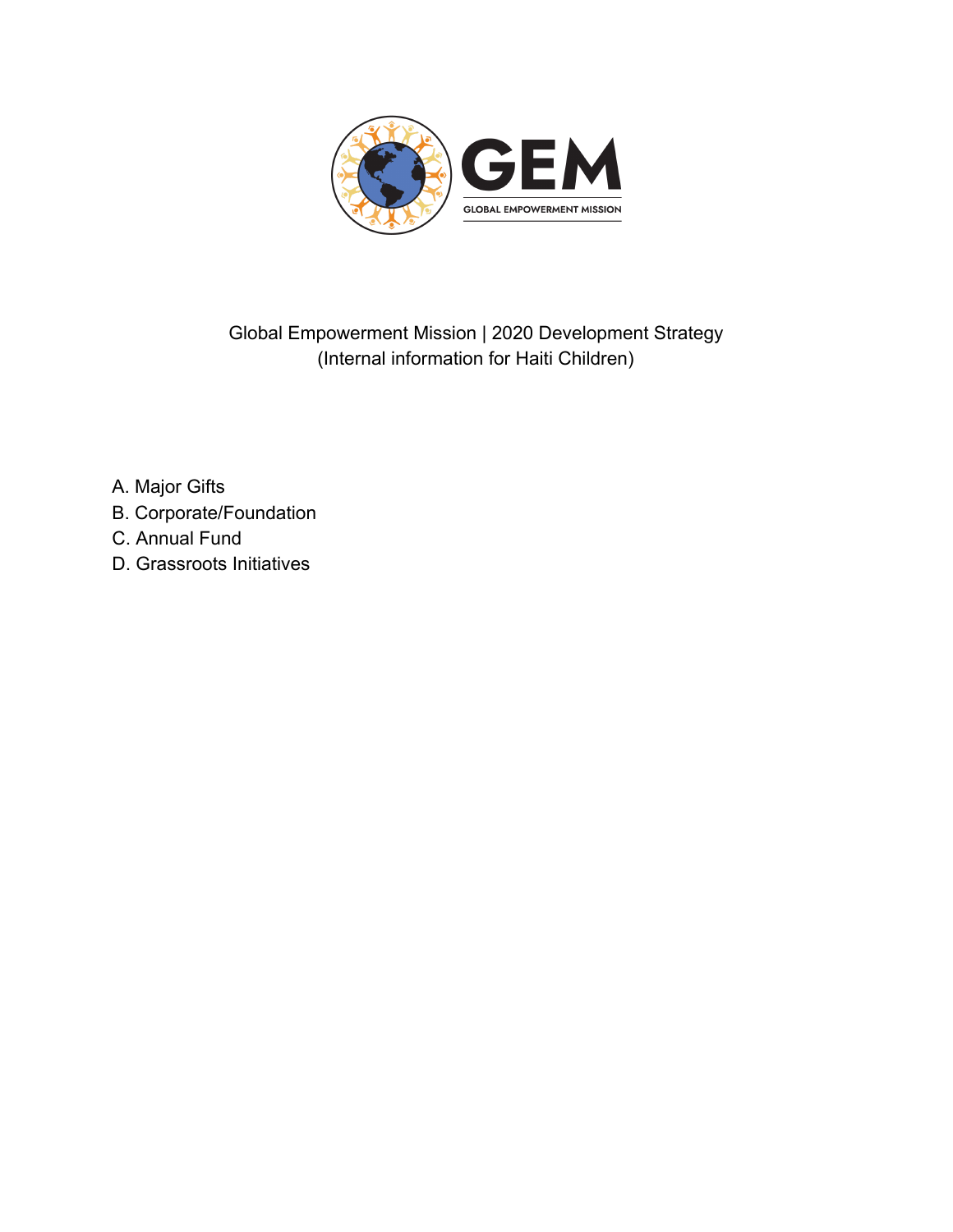GEM

GLOBAL EMPOWERMENT MISSION

Global Empowerment Mission | 2020 Development Strategy
(Internal information for Haiti Children)

A. Major Gifts
B. Corporate/Foundation
C. Annual Fund
D. Grassroots Initiatives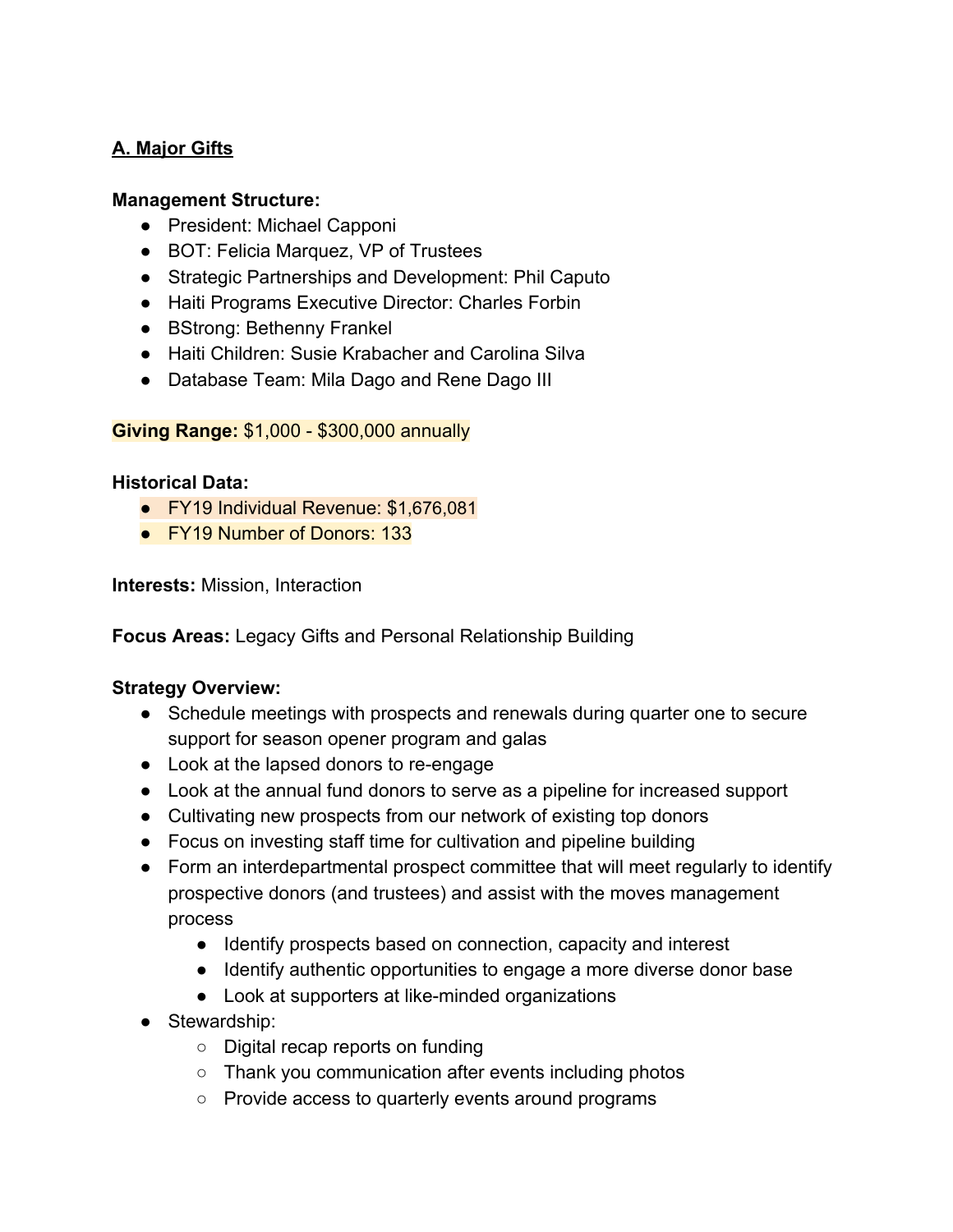**A. Major Gifts**

**Management Structure:**

- President: Michael Capponi
- BOT: Felicia Marquez, VP of Trustees
- Strategic Partnerships and Development: Phil Caputo
- Haiti Programs Executive Director: Charles Forbin
- BStrong: Bethenny Frankel
- Haiti Children: Susie Krabacher and Carolina Silva
- Database Team: Mila Dago and Rene Dago III

**Giving Range:** $1,000 - $300,000 annually

**Historical Data:**

- FY19 Individual Revenue: $1,676,081
- FY19 Number of Donors: 133

**Interests:** Mission, Interaction

**Focus Areas:** Legacy Gifts and Personal Relationship Building

**Strategy Overview:**

- Schedule meetings with prospects and renewals during quarter one to secure support for season opener program and galas
- Look at the lapsed donors to re-engage
- Look at the annual fund donors to serve as a pipeline for increased support
- Cultivating new prospects from our network of existing top donors
- Focus on investing staff time for cultivation and pipeline building
- Form an interdepartmental prospect committee that will meet regularly to identify prospective donors (and trustees) and assist with the moves management process
    - Identify prospects based on connection, capacity and interest
    - Identify authentic opportunities to engage a more diverse donor base
    - Look at supporters at like-minded organizations
- Stewardship:
    - Digital recap reports on funding
    - Thank you communication after events including photos
    - Provide access to quarterly events around programs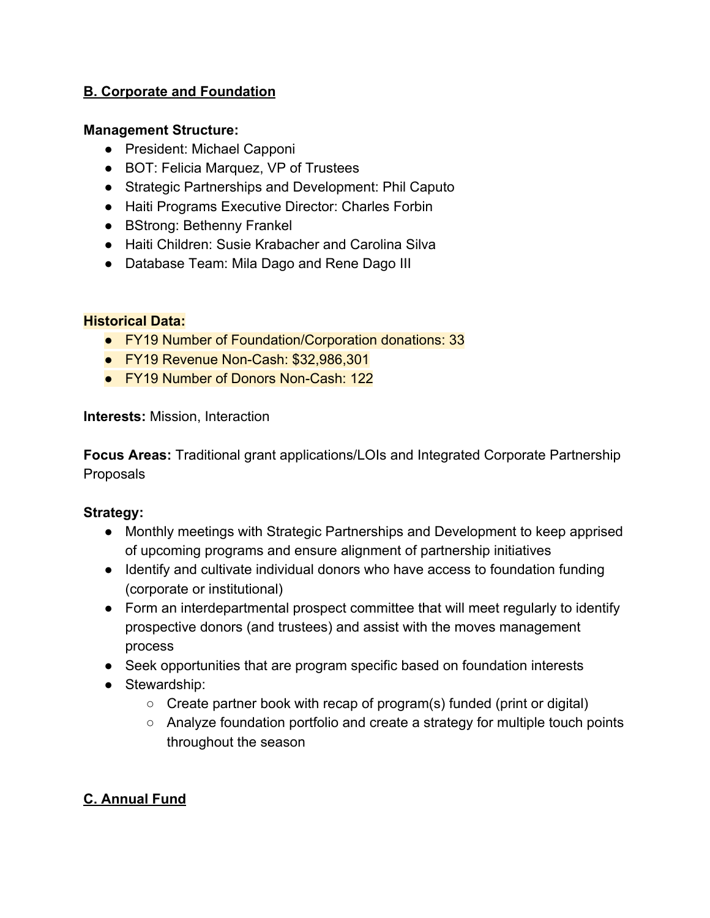## B. Corporate and Foundation

**Management Structure:**

- President: Michael Capponi
- BOT: Felicia Marquez, VP of Trustees
- Strategic Partnerships and Development: Phil Caputo
- Haiti Programs Executive Director: Charles Forbin
- BStrong: Bethenny Frankel
- Haiti Children: Susie Krabacher and Carolina Silva
- Database Team: Mila Dago and Rene Dago III

**Historical Data:**

- FY19 Number of Foundation/Corporation donations: 33
- FY19 Revenue Non-Cash: $32,986,301
- FY19 Number of Donors Non-Cash: 122

**Interests:** Mission, Interaction

**Focus Areas:** Traditional grant applications/LOIs and Integrated Corporate Partnership Proposals

**Strategy:**

- Monthly meetings with Strategic Partnerships and Development to keep apprised of upcoming programs and ensure alignment of partnership initiatives
- Identify and cultivate individual donors who have access to foundation funding (corporate or institutional)
- Form an interdepartmental prospect committee that will meet regularly to identify prospective donors (and trustees) and assist with the moves management process
- Seek opportunities that are program specific based on foundation interests
- Stewardship:
  - Create partner book with recap of program(s) funded (print or digital)
  - Analyze foundation portfolio and create a strategy for multiple touch points throughout the season

## C. Annual Fund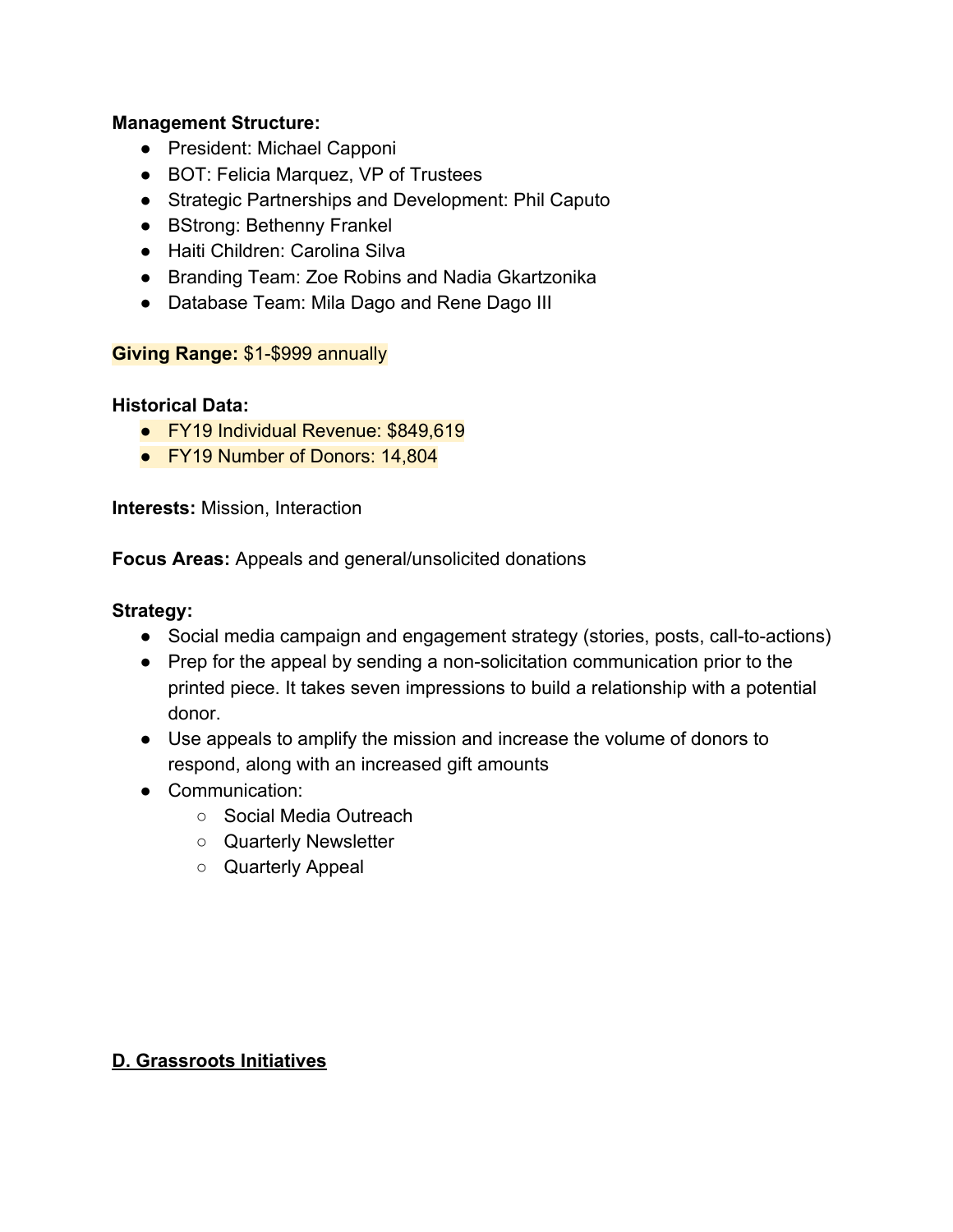**Management Structure:**

- President: Michael Capponi
- BOT: Felicia Marquez, VP of Trustees
- Strategic Partnerships and Development: Phil Caputo
- BStrong: Bethenny Frankel
- Haiti Children: Carolina Silva
- Branding Team: Zoe Robins and Nadia Gkartzonika
- Database Team: Mila Dago and Rene Dago III

**Giving Range:** $1-$999 annually

**Historical Data:**

- FY19 Individual Revenue: $849,619
- FY19 Number of Donors: 14,804

**Interests:** Mission, Interaction

**Focus Areas:** Appeals and general/unsolicited donations

**Strategy:**

- Social media campaign and engagement strategy (stories, posts, call-to-actions)
- Prep for the appeal by sending a non-solicitation communication prior to the printed piece. It takes seven impressions to build a relationship with a potential donor.
- Use appeals to amplify the mission and increase the volume of donors to respond, along with an increased gift amounts
- Communication:
  - Social Media Outreach
  - Quarterly Newsletter
  - Quarterly Appeal

## D. Grassroots Initiatives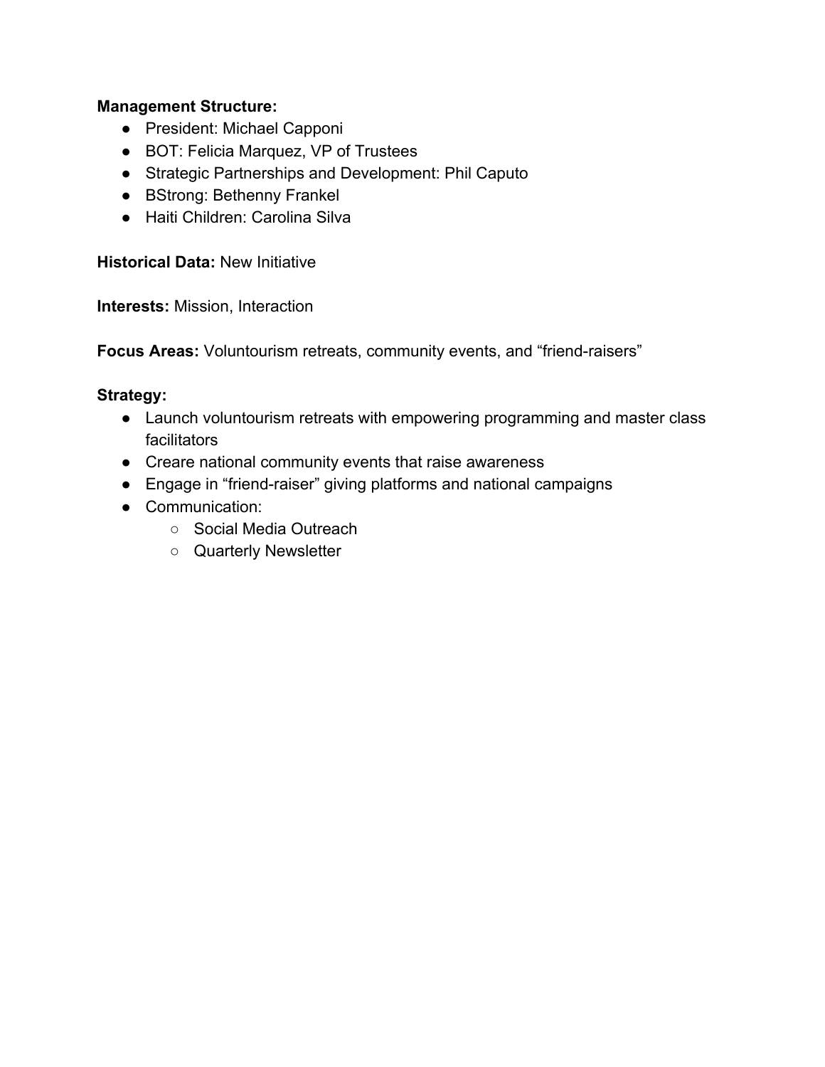**Management Structure:**

- President: Michael Capponi
- BOT: Felicia Marquez, VP of Trustees
- Strategic Partnerships and Development: Phil Caputo
- BStrong: Bethenny Frankel
- Haiti Children: Carolina Silva

**Historical Data:** New Initiative

**Interests:** Mission, Interaction

**Focus Areas:** Voluntourism retreats, community events, and "friend-raisers"

**Strategy:**

- Launch voluntourism retreats with empowering programming and master class facilitators
- Creare national community events that raise awareness
- Engage in "friend-raiser" giving platforms and national campaigns
- Communication:
  - Social Media Outreach
  - Quarterly Newsletter